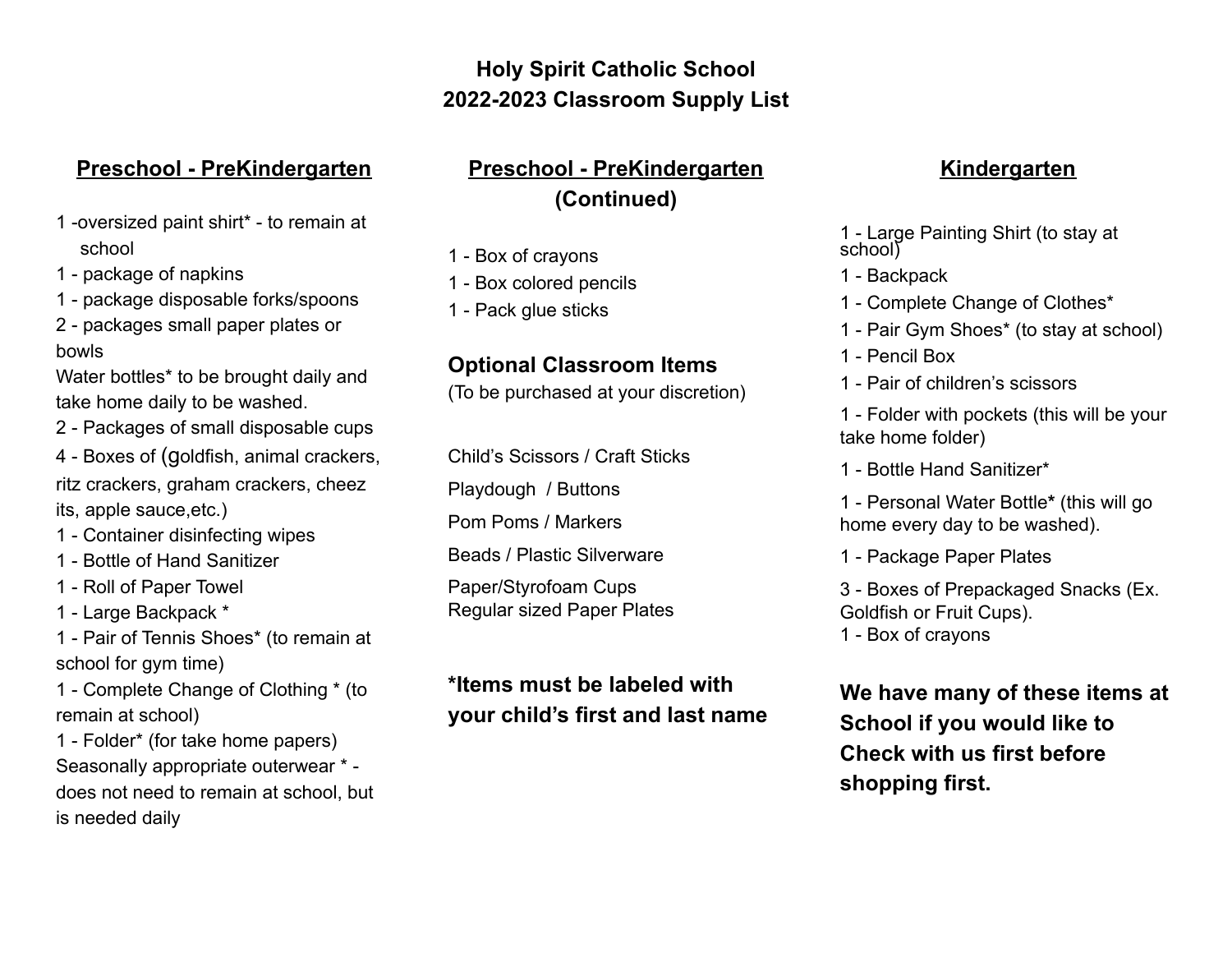# Holy Spirit Catholic School
# 2022-2023 Classroom Supply List

## Preschool - PreKindergarten

1 -oversized paint shirt* - to remain at school
1 - package of napkins
1 - package disposable forks/spoons
2 - packages small paper plates or bowls
Water bottles* to be brought daily and take home daily to be washed.
2 - Packages of small disposable cups
4 - Boxes of (goldfish, animal crackers, ritz crackers, graham crackers, cheez its, apple sauce,etc.)
1 - Container disinfecting wipes
1 - Bottle of Hand Sanitizer
1 - Roll of Paper Towel
1 - Large Backpack *
1 - Pair of Tennis Shoes* (to remain at school for gym time)
1 - Complete Change of Clothing * (to remain at school)
1 - Folder* (for take home papers)
Seasonally appropriate outerwear * - does not need to remain at school, but is needed daily

## Preschool - PreKindergarten (Continued)

1 - Box of crayons
1 - Box colored pencils
1 - Pack glue sticks

### Optional Classroom Items
(To be purchased at your discretion)

Child's Scissors / Craft Sticks
Playdough / Buttons
Pom Poms / Markers
Beads / Plastic Silverware
Paper/Styrofoam Cups
Regular sized Paper Plates

**\*Items must be labeled with your child's first and last name**

## Kindergarten

1 - Large Painting Shirt (to stay at school)
1 - Backpack
1 - Complete Change of Clothes*
1 - Pair Gym Shoes* (to stay at school)
1 - Pencil Box
1 - Pair of children's scissors
1 - Folder with pockets (this will be your take home folder)
1 - Bottle Hand Sanitizer*
1 - Personal Water Bottle**\*** (this will go home every day to be washed).
1 - Package Paper Plates
3 - Boxes of Prepackaged Snacks (Ex. Goldfish or Fruit Cups).
1 - Box of crayons

**We have many of these items at School if you would like to Check with us first before shopping first.**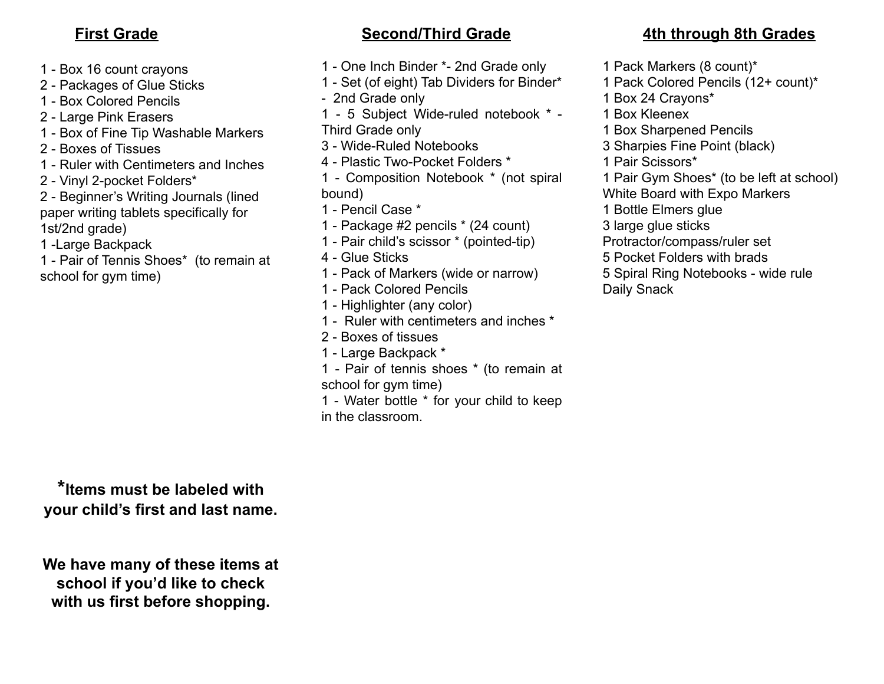## First Grade

1 - Box 16 count crayons
2 - Packages of Glue Sticks
1 - Box Colored Pencils
2 - Large Pink Erasers
1 - Box of Fine Tip Washable Markers
2 - Boxes of Tissues
1 - Ruler with Centimeters and Inches
2 - Vinyl 2-pocket Folders*
2 - Beginner's Writing Journals (lined paper writing tablets specifically for 1st/2nd grade)
1 -Large Backpack
1 - Pair of Tennis Shoes* (to remain at school for gym time)

**\*Items must be labeled with your child's first and last name.**

**We have many of these items at school if you'd like to check with us first before shopping.**

## Second/Third Grade

1 - One Inch Binder *- 2nd Grade only
1 - Set (of eight) Tab Dividers for Binder* - 2nd Grade only
1 - 5 Subject Wide-ruled notebook * - Third Grade only
3 - Wide-Ruled Notebooks
4 - Plastic Two-Pocket Folders *
1 - Composition Notebook * (not spiral bound)
1 - Pencil Case *
1 - Package #2 pencils * (24 count)
1 - Pair child's scissor * (pointed-tip)
4 - Glue Sticks
1 - Pack of Markers (wide or narrow)
1 - Pack Colored Pencils
1 - Highlighter (any color)
1 - Ruler with centimeters and inches *
2 - Boxes of tissues
1 - Large Backpack *
1 - Pair of tennis shoes * (to remain at school for gym time)
1 - Water bottle * for your child to keep in the classroom.

## 4th through 8th Grades

1 Pack Markers (8 count)*
1 Pack Colored Pencils (12+ count)*
1 Box 24 Crayons*
1 Box Kleenex
1 Box Sharpened Pencils
3 Sharpies Fine Point (black)
1 Pair Scissors*
1 Pair Gym Shoes* (to be left at school)
White Board with Expo Markers
1 Bottle Elmers glue
3 large glue sticks
Protractor/compass/ruler set
5 Pocket Folders with brads
5 Spiral Ring Notebooks - wide rule
Daily Snack